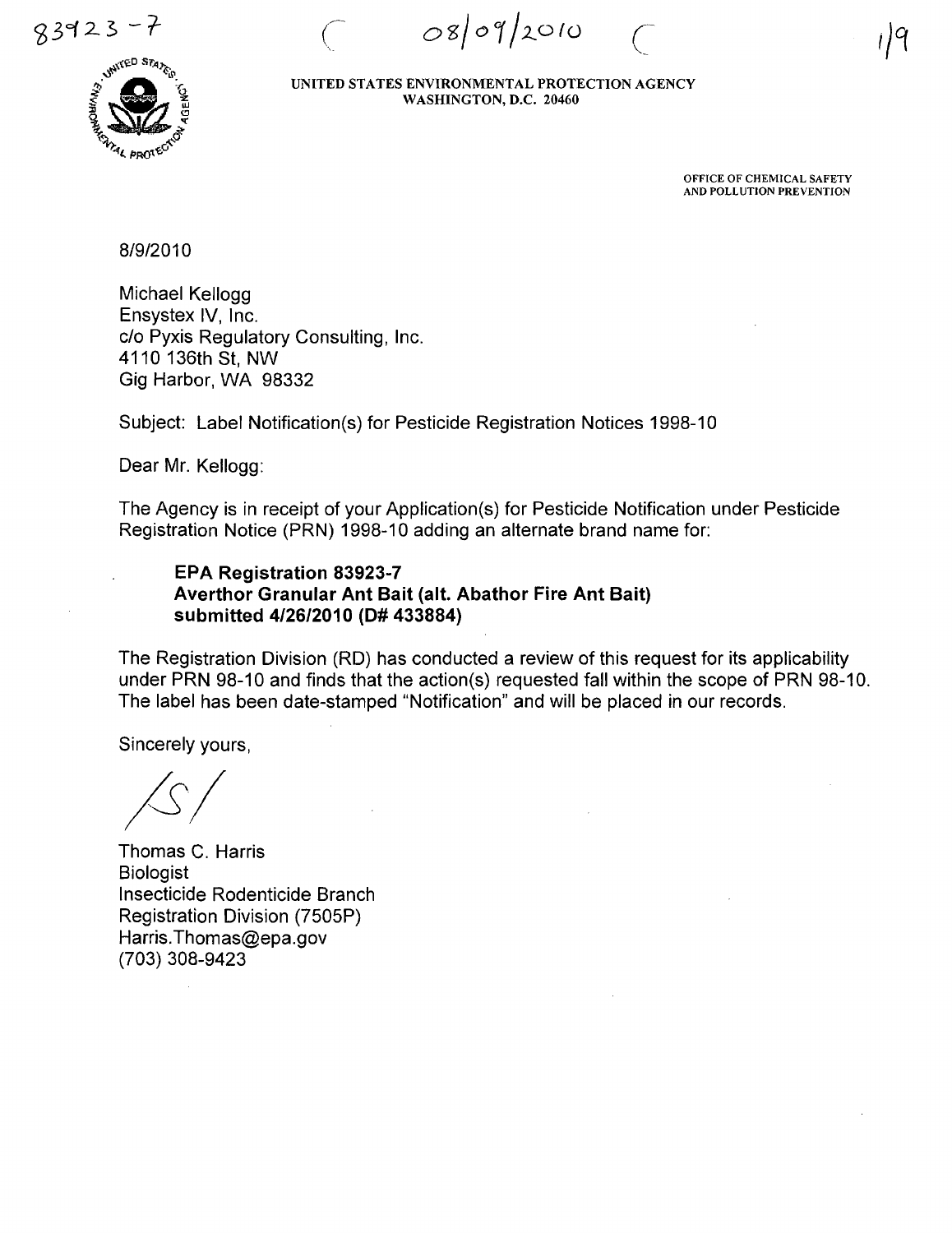83923-7 08/09/2010

UNITED STATES ENVIRONMENTAL PROTECTION AGENCY
WASHINGTON, D.C. 20460

OFFICE OF CHEMICAL SAFETY
AND POLLUTION PREVENTION

8/9/2010

Michael Kellogg
Ensystex IV, Inc.
c/o Pyxis Regulatory Consulting, Inc.
4110 136th St, NW
Gig Harbor, WA 98332

Subject: Label Notification(s) for Pesticide Registration Notices 1998-10

Dear Mr. Kellogg:

The Agency is in receipt of your Application(s) for Pesticide Notification under Pesticide Registration Notice (PRN) 1998-10 adding an alternate brand name for:

> **EPA Registration 83923-7**
> **Averthor Granular Ant Bait (alt. Abathor Fire Ant Bait)**
> **submitted 4/26/2010 (D# 433884)**

The Registration Division (RD) has conducted a review of this request for its applicability under PRN 98-10 and finds that the action(s) requested fall within the scope of PRN 98-10. The label has been date-stamped "Notification" and will be placed in our records.

Sincerely yours,

/S/

Thomas C. Harris
Biologist
Insecticide Rodenticide Branch
Registration Division (7505P)
Harris.Thomas@epa.gov
(703) 308-9423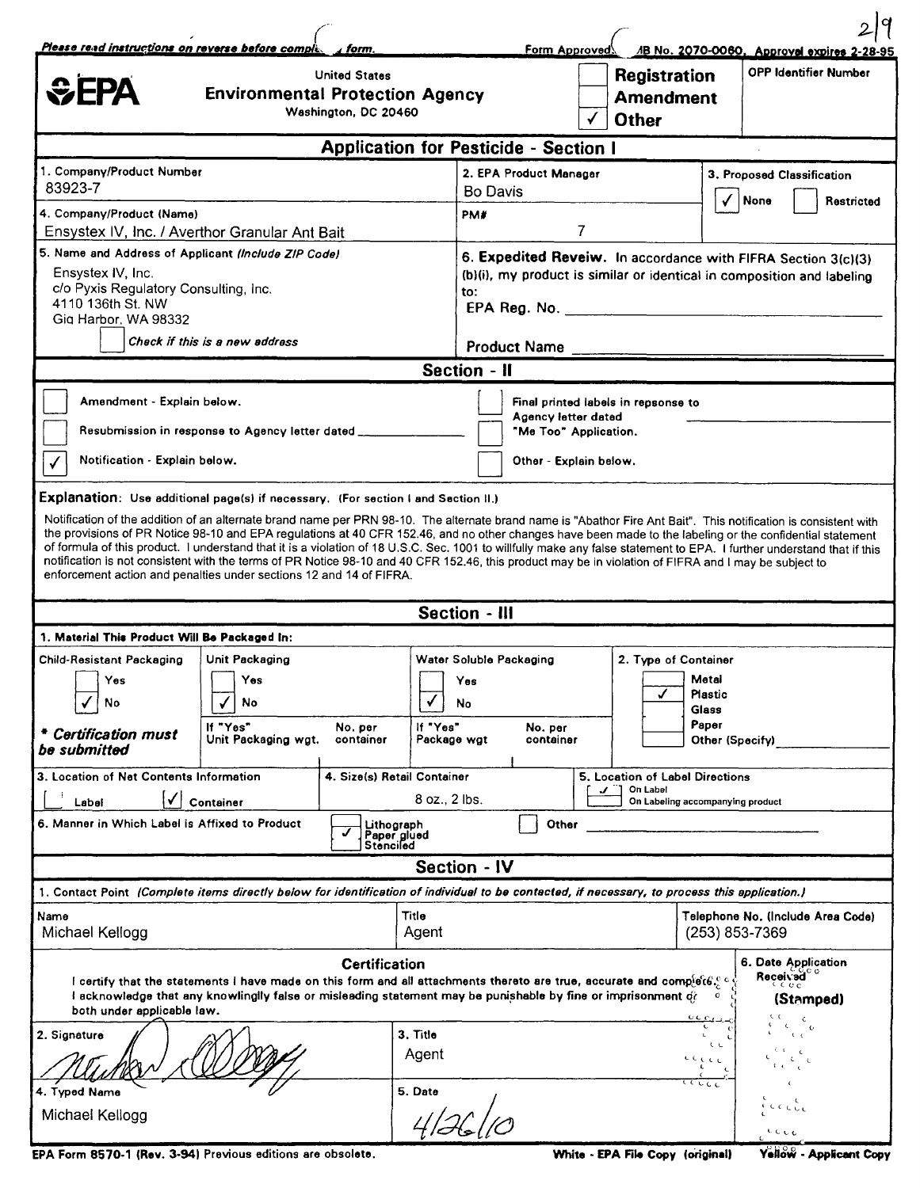*Please read instructions on reverse before completing form.*

Form Approved. OMB No. 2070-0060. Approval expires 2-28-95

# EPA — United States Environmental Protection Agency
Washington, DC 20460

☐ Registration
☐ Amendment
☑ Other

OPP Identifier Number

## Application for Pesticide - Section I

| | | |
|---|---|---|
| 1. Company/Product Number<br>83923-7 | 2. EPA Product Manager<br>Bo Davis | 3. Proposed Classification<br>☑ None ☐ Restricted |
| 4. Company/Product (Name)<br>Ensystex IV, Inc. / Averthor Granular Ant Bait | PM#<br>7 | |
| 5. Name and Address of Applicant *(Include ZIP Code)*<br>Ensystex IV, Inc.<br>c/o Pyxis Regulatory Consulting, Inc.<br>4110 136th St. NW<br>Gig Harbor, WA 98332<br>☐ *Check if this is a new address* | 6. **Expedited Reveiw.** In accordance with FIFRA Section 3(c)(3)(b)(i), my product is similar or identical in composition and labeling to:<br>EPA Reg. No. ______<br>Product Name ______ | |

## Section - II

☐ Amendment - Explain below.
☐ Resubmission in response to Agency letter dated ______
☑ Notification - Explain below.
☐ Final printed labels in repsonse to Agency letter dated
☐ "Me Too" Application.
☐ Other - Explain below.

**Explanation**: Use additional page(s) if necessary. (For section I and Section II.)

Notification of the addition of an alternate brand name per PRN 98-10. The alternate brand name is "Abathor Fire Ant Bait". This notification is consistent with the provisions of PR Notice 98-10 and EPA regulations at 40 CFR 152.46, and no other changes have been made to the labeling or the confidential statement of formula of this product. I understand that it is a violation of 18 U.S.C. Sec. 1001 to willfully make any false statement to EPA. I further understand that if this notification is not consistent with the terms of PR Notice 98-10 and 40 CFR 152.46, this product may be in violation of FIFRA and I may be subject to enforcement action and penalties under sections 12 and 14 of FIFRA.

## Section - III

1. Material This Product Will Be Packaged In:

| Child-Resistant Packaging | Unit Packaging | Water Soluble Packaging | 2. Type of Container |
|---|---|---|---|
| ☐ Yes<br>☑ No<br>*\* Certification must be submitted* | ☐ Yes<br>☑ No<br>If "Yes" Unit Packaging wgt. / No. per container | ☐ Yes<br>☑ No<br>If "Yes" Package wgt / No. per container | ☐ Metal<br>☑ Plastic<br>☐ Glass<br>☐ Paper<br>☐ Other (Specify) ______ |

| 3. Location of Net Contents Information | 4. Size(s) Retail Container | 5. Location of Label Directions |
|---|---|---|
| ☐ Label ☑ Container | 8 oz., 2 lbs. | ☑ On Label<br>☐ On Labeling accompanying product |

6. Manner in Which Label is Affixed to Product: ☑ Lithograph / Paper glued / Stenciled ☐ Other ______

## Section - IV

1. Contact Point *(Complete items directly below for identification of individual to be contacted, if necessary, to process this application.)*

| Name | Title | Telephone No. (Include Area Code) |
|---|---|---|
| Michael Kellogg | Agent | (253) 853-7369 |

**Certification**

I certify that the statements I have made on this form and all attachments thereto are true, accurate and complete. I acknowledge that any knowlingly false or misleading statement may be punishable by fine or imprisonment or both under applicable law.

| | | |
|---|---|---|
| 2. Signature<br>[signature] | 3. Title<br>Agent | 6. Date Application Received<br>(Stamped) |
| 4. Typed Name<br>Michael Kellogg | 5. Date<br>4/26/10 | |

EPA Form 8570-1 (Rev. 3-94) Previous editions are obsolete. White - EPA File Copy (original) Yellow - Applicant Copy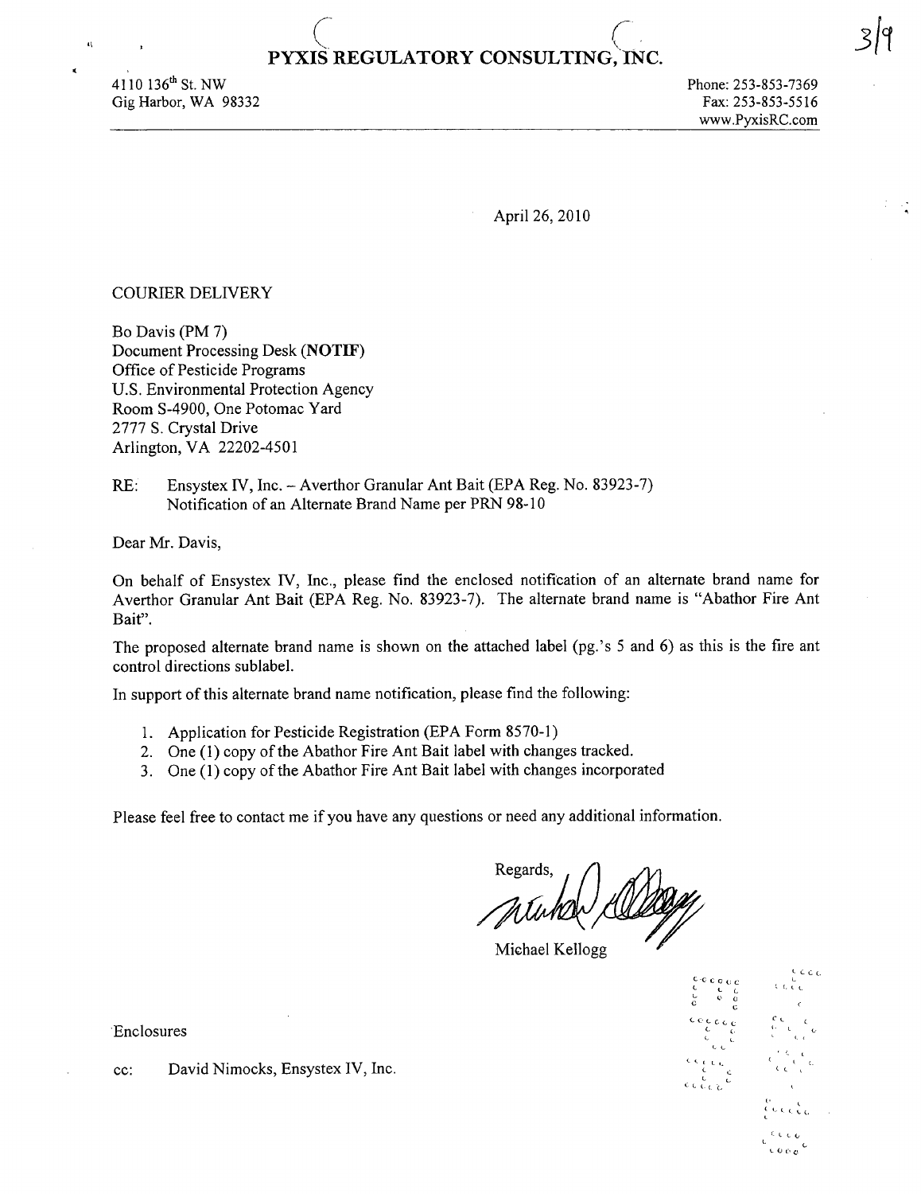# PYXIS REGULATORY CONSULTING, INC.

4110 136th St. NW
Gig Harbor, WA 98332

Phone: 253-853-7369
Fax: 253-853-5516
www.PyxisRC.com

April 26, 2010

COURIER DELIVERY

Bo Davis (PM 7)
Document Processing Desk (**NOTIF**)
Office of Pesticide Programs
U.S. Environmental Protection Agency
Room S-4900, One Potomac Yard
2777 S. Crystal Drive
Arlington, VA 22202-4501

RE: Ensystex IV, Inc. – Averthor Granular Ant Bait (EPA Reg. No. 83923-7)
Notification of an Alternate Brand Name per PRN 98-10

Dear Mr. Davis,

On behalf of Ensystex IV, Inc., please find the enclosed notification of an alternate brand name for Averthor Granular Ant Bait (EPA Reg. No. 83923-7). The alternate brand name is "Abathor Fire Ant Bait".

The proposed alternate brand name is shown on the attached label (pg.'s 5 and 6) as this is the fire ant control directions sublabel.

In support of this alternate brand name notification, please find the following:

1. Application for Pesticide Registration (EPA Form 8570-1)
2. One (1) copy of the Abathor Fire Ant Bait label with changes tracked.
3. One (1) copy of the Abathor Fire Ant Bait label with changes incorporated

Please feel free to contact me if you have any questions or need any additional information.

Regards,

Michael Kellogg

Enclosures

cc: David Nimocks, Ensystex IV, Inc.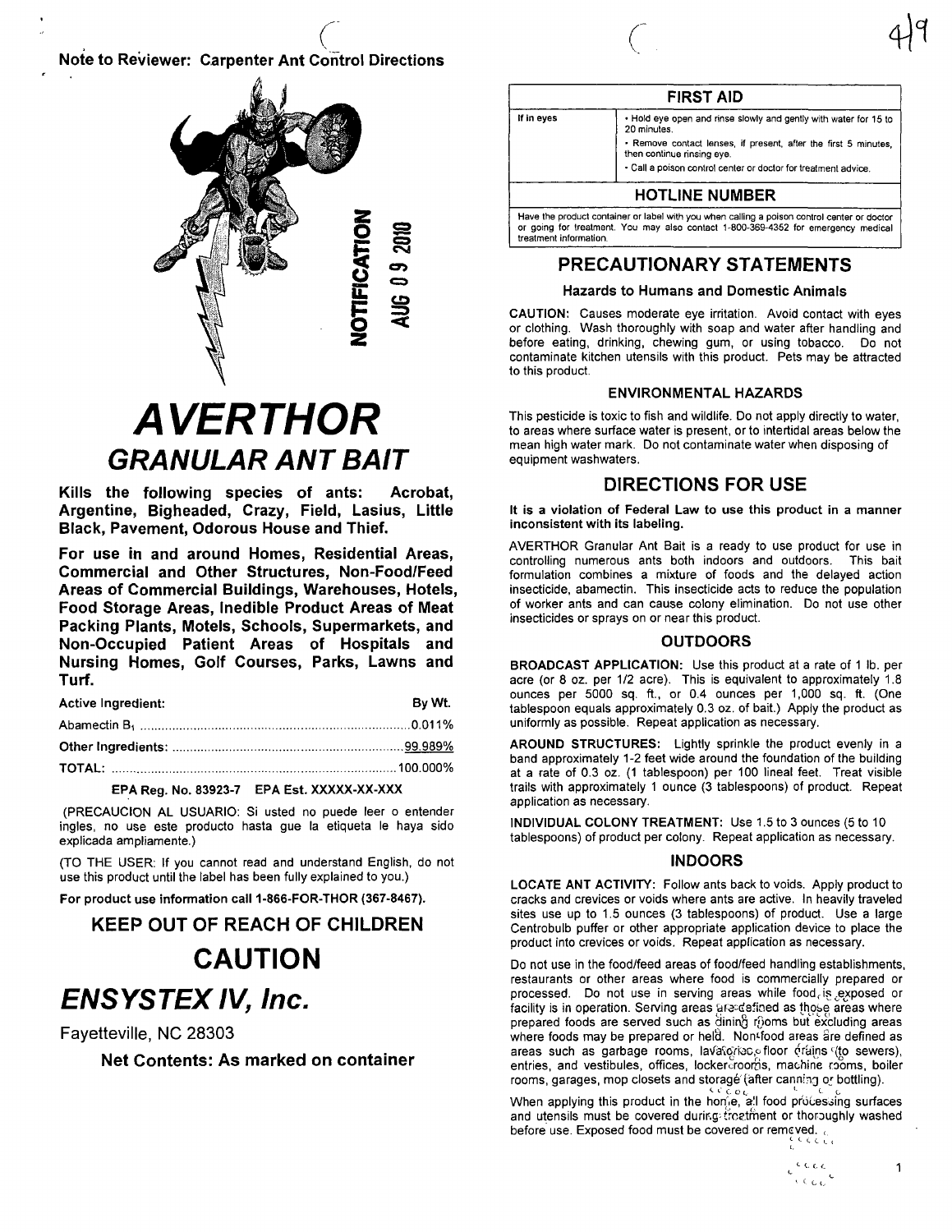Note to Reviewer: Carpenter Ant Control Directions

NOTIFICATION
AUG 09 2010

# AVERTHOR
## GRANULAR ANT BAIT

**Kills the following species of ants: Acrobat, Argentine, Bigheaded, Crazy, Field, Lasius, Little Black, Pavement, Odorous House and Thief.**

**For use in and around Homes, Residential Areas, Commercial and Other Structures, Non-Food/Feed Areas of Commercial Buildings, Warehouses, Hotels, Food Storage Areas, Inedible Product Areas of Meat Packing Plants, Motels, Schools, Supermarkets, and Non-Occupied Patient Areas of Hospitals and Nursing Homes, Golf Courses, Parks, Lawns and Turf.**

| Active Ingredient: | By Wt. |
|---|---|
| Abamectin $B_1$ | 0.011% |
| Other Ingredients: | 99.989% |
| TOTAL: | 100.000% |

**EPA Reg. No. 83923-7 EPA Est. XXXXX-XX-XXX**

(PRECAUCION AL USUARIO: Si usted no puede leer o entender ingles, no use este producto hasta gue la etiqueta le haya sido explicada ampliamente.)

(TO THE USER: If you cannot read and understand English, do not use this product until the label has been fully explained to you.)

**For product use information call 1-866-FOR-THOR (367-8467).**

## KEEP OUT OF REACH OF CHILDREN

# CAUTION

## *ENSYSTEX IV, Inc.*

Fayetteville, NC 28303

**Net Contents: As marked on container**

| FIRST AID | |
|---|---|
| If in eyes | • Hold eye open and rinse slowly and gently with water for 15 to 20 minutes.<br>• Remove contact lenses, if present, after the first 5 minutes, then continue rinsing eye.<br>• Call a poison control center or doctor for treatment advice. |
| **HOTLINE NUMBER** | |
| Have the product container or label with you when calling a poison control center or doctor or going for treatment. You may also contact 1-800-369-4352 for emergency medical treatment information. | |

## PRECAUTIONARY STATEMENTS

### Hazards to Humans and Domestic Animals

CAUTION: Causes moderate eye irritation. Avoid contact with eyes or clothing. Wash thoroughly with soap and water after handling and before eating, drinking, chewing gum, or using tobacco. Do not contaminate kitchen utensils with this product. Pets may be attracted to this product.

### ENVIRONMENTAL HAZARDS

This pesticide is toxic to fish and wildlife. Do not apply directly to water, to areas where surface water is present, or to intertidal areas below the mean high water mark. Do not contaminate water when disposing of equipment washwaters.

## DIRECTIONS FOR USE

**It is a violation of Federal Law to use this product in a manner inconsistent with its labeling.**

AVERTHOR Granular Ant Bait is a ready to use product for use in controlling numerous ants both indoors and outdoors. This bait formulation combines a mixture of foods and the delayed action insecticide, abamectin. This insecticide acts to reduce the population of worker ants and can cause colony elimination. Do not use other insecticides or sprays on or near this product.

### OUTDOORS

**BROADCAST APPLICATION:** Use this product at a rate of 1 lb. per acre (or 8 oz. per 1/2 acre). This is equivalent to approximately 1.8 ounces per 5000 sq. ft., or 0.4 ounces per 1,000 sq. ft. (One tablespoon equals approximately 0.3 oz. of bait.) Apply the product as uniformly as possible. Repeat application as necessary.

**AROUND STRUCTURES:** Lightly sprinkle the product evenly in a band approximately 1-2 feet wide around the foundation of the building at a rate of 0.3 oz. (1 tablespoon) per 100 lineal feet. Treat visible trails with approximately 1 ounce (3 tablespoons) of product. Repeat application as necessary.

**INDIVIDUAL COLONY TREATMENT:** Use 1.5 to 3 ounces (5 to 10 tablespoons) of product per colony. Repeat application as necessary.

### INDOORS

**LOCATE ANT ACTIVITY:** Follow ants back to voids. Apply product to cracks and crevices or voids where ants are active. In heavily traveled sites use up to 1.5 ounces (3 tablespoons) of product. Use a large Centrobulb puffer or other appropriate application device to place the product into crevices or voids. Repeat application as necessary.

Do not use in the food/feed areas of food/feed handling establishments, restaurants or other areas where food is commercially prepared or processed. Do not use in serving areas while food is exposed or facility is in operation. Serving areas are defined as those areas where prepared foods are served such as dining rooms but excluding areas where foods may be prepared or held. Non-food areas are defined as areas such as garbage rooms, lavatories, floor drains (to sewers), entries, and vestibules, offices, locker rooms, machine rooms, boiler rooms, garages, mop closets and storage (after canning or bottling).

When applying this product in the home, all food processing surfaces and utensils must be covered during treatment or thoroughly washed before use. Exposed food must be covered or removed.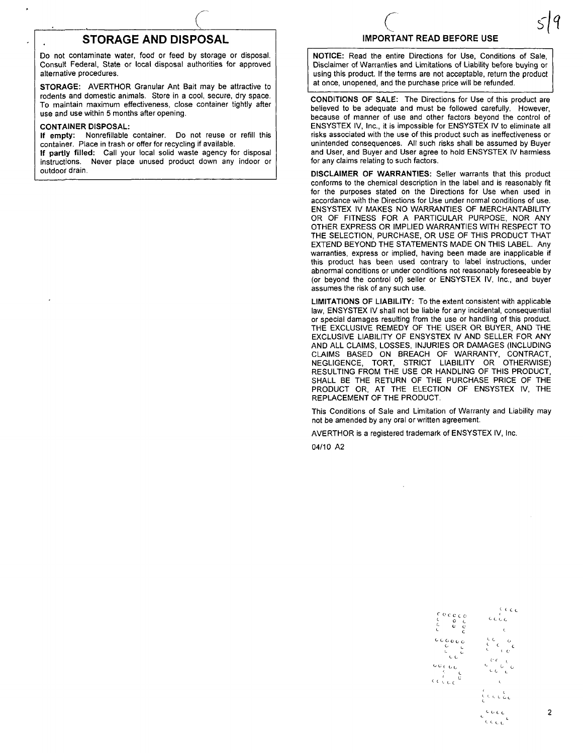## STORAGE AND DISPOSAL

Do not contaminate water, food or feed by storage or disposal. Consult Federal, State or local disposal authorities for approved alternative procedures.

**STORAGE:** AVERTHOR Granular Ant Bait may be attractive to rodents and domestic animals. Store in a cool, secure, dry space. To maintain maximum effectiveness, close container tightly after use and use within 5 months after opening.

**CONTAINER DISPOSAL:**

**If empty:** Nonrefillable container. Do not reuse or refill this container. Place in trash or offer for recycling if available.

**If partly filled:** Call your local solid waste agency for disposal instructions. Never place unused product down any indoor or outdoor drain.

## IMPORTANT READ BEFORE USE

**NOTICE:** Read the entire Directions for Use, Conditions of Sale, Disclaimer of Warranties and Limitations of Liability before buying or using this product. If the terms are not acceptable, return the product at once, unopened, and the purchase price will be refunded.

**CONDITIONS OF SALE:** The Directions for Use of this product are believed to be adequate and must be followed carefully. However, because of manner of use and other factors beyond the control of ENSYSTEX IV, Inc., it is impossible for ENSYSTEX IV to eliminate all risks associated with the use of this product such as ineffectiveness or unintended consequences. All such risks shall be assumed by Buyer and User, and Buyer and User agree to hold ENSYSTEX IV harmless for any claims relating to such factors.

**DISCLAIMER OF WARRANTIES:** Seller warrants that this product conforms to the chemical description in the label and is reasonably fit for the purposes stated on the Directions for Use when used in accordance with the Directions for Use under normal conditions of use. ENSYSTEX IV MAKES NO WARRANTIES OF MERCHANTABILITY OR OF FITNESS FOR A PARTICULAR PURPOSE, NOR ANY OTHER EXPRESS OR IMPLIED WARRANTIES WITH RESPECT TO THE SELECTION, PURCHASE, OR USE OF THIS PRODUCT THAT EXTEND BEYOND THE STATEMENTS MADE ON THIS LABEL. Any warranties, express or implied, having been made are inapplicable if this product has been used contrary to label instructions, under abnormal conditions or under conditions not reasonably foreseeable by (or beyond the control of) seller or ENSYSTEX IV, Inc., and buyer assumes the risk of any such use.

**LIMITATIONS OF LIABILITY:** To the extent consistent with applicable law, ENSYSTEX IV shall not be liable for any incidental, consequential or special damages resulting from the use or handling of this product. THE EXCLUSIVE REMEDY OF THE USER OR BUYER, AND THE EXCLUSIVE LIABILITY OF ENSYSTEX IV AND SELLER FOR ANY AND ALL CLAIMS, LOSSES, INJURIES OR DAMAGES (INCLUDING CLAIMS BASED ON BREACH OF WARRANTY, CONTRACT, NEGLIGENCE, TORT, STRICT LIABILITY OR OTHERWISE) RESULTING FROM THE USE OR HANDLING OF THIS PRODUCT, SHALL BE THE RETURN OF THE PURCHASE PRICE OF THE PRODUCT OR, AT THE ELECTION OF ENSYSTEX IV, THE REPLACEMENT OF THE PRODUCT.

This Conditions of Sale and Limitation of Warranty and Liability may not be amended by any oral or written agreement.

AVERTHOR is a registered trademark of ENSYSTEX IV, Inc.

04/10 A2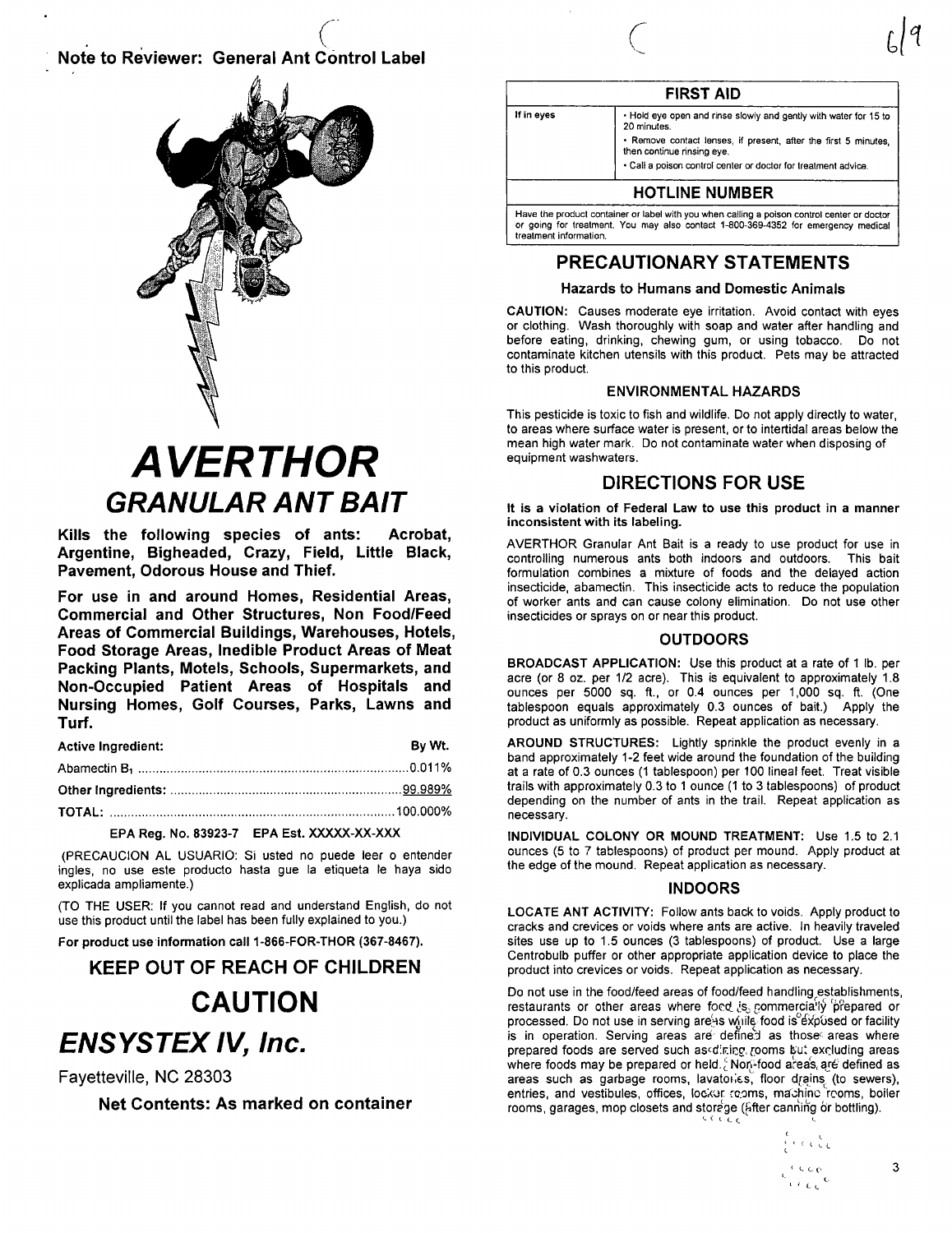Note to Reviewer: General Ant Control Label

# AVERTHOR

## GRANULAR ANT BAIT

**Kills the following species of ants: Acrobat, Argentine, Bigheaded, Crazy, Field, Little Black, Pavement, Odorous House and Thief.**

**For use in and around Homes, Residential Areas, Commercial and Other Structures, Non Food/Feed Areas of Commercial Buildings, Warehouses, Hotels, Food Storage Areas, Inedible Product Areas of Meat Packing Plants, Motels, Schools, Supermarkets, and Non-Occupied Patient Areas of Hospitals and Nursing Homes, Golf Courses, Parks, Lawns and Turf.**

| Active Ingredient: | By Wt. |
|---|---|
| Abamectin $B_1$ | 0.011% |
| Other Ingredients: | 99.989% |
| TOTAL: | 100.000% |

**EPA Reg. No. 83923-7 EPA Est. XXXXX-XX-XXX**

(PRECAUCION AL USUARIO: Si usted no puede leer o entender ingles, no use este producto hasta gue la etiqueta le haya sido explicada ampliamente.)

(TO THE USER: If you cannot read and understand English, do not use this product until the label has been fully explained to you.)

**For product use information call 1-866-FOR-THOR (367-8467).**

## KEEP OUT OF REACH OF CHILDREN

# CAUTION

## *ENSYSTEX IV, Inc.*

Fayetteville, NC 28303

**Net Contents: As marked on container**

| FIRST AID | |
|---|---|
| If in eyes | • Hold eye open and rinse slowly and gently with water for 15 to 20 minutes. • Remove contact lenses, if present, after the first 5 minutes, then continue rinsing eye. • Call a poison control center or doctor for treatment advice. |
| **HOTLINE NUMBER** | |
| Have the product container or label with you when calling a poison control center or doctor or going for treatment. You may also contact 1-800-369-4352 for emergency medical treatment information. | |

## PRECAUTIONARY STATEMENTS

### Hazards to Humans and Domestic Animals

**CAUTION:** Causes moderate eye irritation. Avoid contact with eyes or clothing. Wash thoroughly with soap and water after handling and before eating, drinking, chewing gum, or using tobacco. Do not contaminate kitchen utensils with this product. Pets may be attracted to this product.

### ENVIRONMENTAL HAZARDS

This pesticide is toxic to fish and wildlife. Do not apply directly to water, to areas where surface water is present, or to intertidal areas below the mean high water mark. Do not contaminate water when disposing of equipment washwaters.

## DIRECTIONS FOR USE

**It is a violation of Federal Law to use this product in a manner inconsistent with its labeling.**

AVERTHOR Granular Ant Bait is a ready to use product for use in controlling numerous ants both indoors and outdoors. This bait formulation combines a mixture of foods and the delayed action insecticide, abamectin. This insecticide acts to reduce the population of worker ants and can cause colony elimination. Do not use other insecticides or sprays on or near this product.

### OUTDOORS

**BROADCAST APPLICATION:** Use this product at a rate of 1 lb. per acre (or 8 oz. per 1/2 acre). This is equivalent to approximately 1.8 ounces per 5000 sq. ft., or 0.4 ounces per 1,000 sq. ft. (One tablespoon equals approximately 0.3 ounces of bait.) Apply the product as uniformly as possible. Repeat application as necessary.

**AROUND STRUCTURES:** Lightly sprinkle the product evenly in a band approximately 1-2 feet wide around the foundation of the building at a rate of 0.3 ounces (1 tablespoon) per 100 lineal feet. Treat visible trails with approximately 0.3 to 1 ounce (1 to 3 tablespoons) of product depending on the number of ants in the trail. Repeat application as necessary.

**INDIVIDUAL COLONY OR MOUND TREATMENT:** Use 1.5 to 2.1 ounces (5 to 7 tablespoons) of product per mound. Apply product at the edge of the mound. Repeat application as necessary.

### INDOORS

**LOCATE ANT ACTIVITY:** Follow ants back to voids. Apply product to cracks and crevices or voids where ants are active. In heavily traveled sites use up to 1.5 ounces (3 tablespoons) of product. Use a large Centrobulb puffer or other appropriate application device to place the product into crevices or voids. Repeat application as necessary.

Do not use in the food/feed areas of food/feed handling establishments, restaurants or other areas where food is commercially prepared or processed. Do not use in serving areas while food is exposed or facility is in operation. Serving areas are defined as those areas where prepared foods are served such as dining rooms but excluding areas where foods may be prepared or held. Non-food areas are defined as areas such as garbage rooms, lavatories, floor drains (to sewers), entries, and vestibules, offices, locker rooms, machine rooms, boiler rooms, garages, mop closets and storage (after canning or bottling).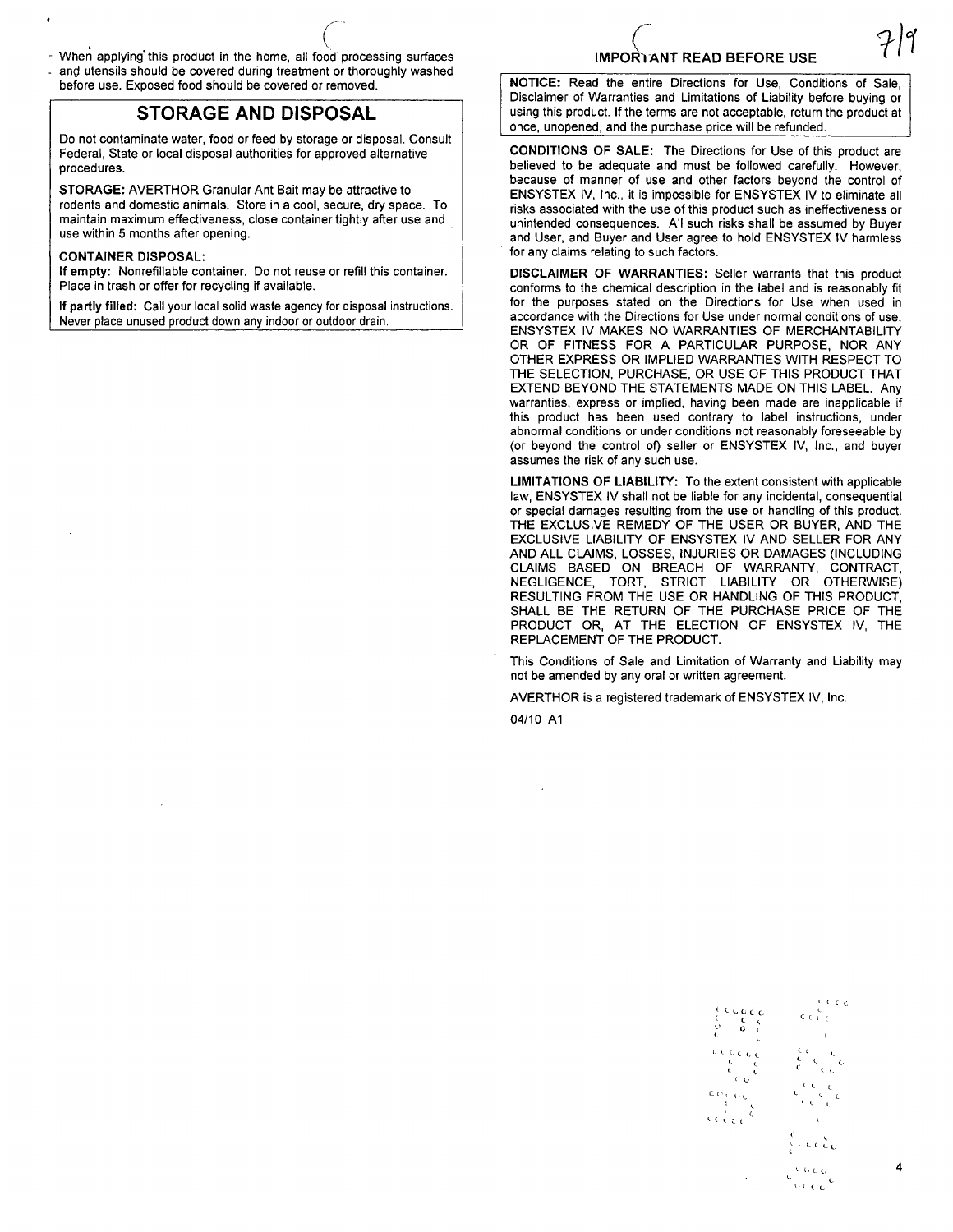- When applying this product in the home, all food processing surfaces and utensils should be covered during treatment or thoroughly washed before use. Exposed food should be covered or removed.

## STORAGE AND DISPOSAL

Do not contaminate water, food or feed by storage or disposal. Consult Federal, State or local disposal authorities for approved alternative procedures.

**STORAGE:** AVERTHOR Granular Ant Bait may be attractive to rodents and domestic animals. Store in a cool, secure, dry space. To maintain maximum effectiveness, close container tightly after use and use within 5 months after opening.

**CONTAINER DISPOSAL:**

**If empty:** Nonrefillable container. Do not reuse or refill this container. Place in trash or offer for recycling if available.

**If partly filled:** Call your local solid waste agency for disposal instructions. Never place unused product down any indoor or outdoor drain.

## IMPORTANT READ BEFORE USE

**NOTICE:** Read the entire Directions for Use, Conditions of Sale, Disclaimer of Warranties and Limitations of Liability before buying or using this product. If the terms are not acceptable, return the product at once, unopened, and the purchase price will be refunded.

**CONDITIONS OF SALE:** The Directions for Use of this product are believed to be adequate and must be followed carefully. However, because of manner of use and other factors beyond the control of ENSYSTEX IV, Inc., it is impossible for ENSYSTEX IV to eliminate all risks associated with the use of this product such as ineffectiveness or unintended consequences. All such risks shall be assumed by Buyer and User, and Buyer and User agree to hold ENSYSTEX IV harmless for any claims relating to such factors.

**DISCLAIMER OF WARRANTIES:** Seller warrants that this product conforms to the chemical description in the label and is reasonably fit for the purposes stated on the Directions for Use when used in accordance with the Directions for Use under normal conditions of use. ENSYSTEX IV MAKES NO WARRANTIES OF MERCHANTABILITY OR OF FITNESS FOR A PARTICULAR PURPOSE, NOR ANY OTHER EXPRESS OR IMPLIED WARRANTIES WITH RESPECT TO THE SELECTION, PURCHASE, OR USE OF THIS PRODUCT THAT EXTEND BEYOND THE STATEMENTS MADE ON THIS LABEL. Any warranties, express or implied, having been made are inapplicable if this product has been used contrary to label instructions, under abnormal conditions or under conditions not reasonably foreseeable by (or beyond the control of) seller or ENSYSTEX IV, Inc., and buyer assumes the risk of any such use.

**LIMITATIONS OF LIABILITY:** To the extent consistent with applicable law, ENSYSTEX IV shall not be liable for any incidental, consequential or special damages resulting from the use or handling of this product. THE EXCLUSIVE REMEDY OF THE USER OR BUYER, AND THE EXCLUSIVE LIABILITY OF ENSYSTEX IV AND SELLER FOR ANY AND ALL CLAIMS, LOSSES, INJURIES OR DAMAGES (INCLUDING CLAIMS BASED ON BREACH OF WARRANTY, CONTRACT, NEGLIGENCE, TORT, STRICT LIABILITY OR OTHERWISE) RESULTING FROM THE USE OR HANDLING OF THIS PRODUCT, SHALL BE THE RETURN OF THE PURCHASE PRICE OF THE PRODUCT OR, AT THE ELECTION OF ENSYSTEX IV, THE REPLACEMENT OF THE PRODUCT.

This Conditions of Sale and Limitation of Warranty and Liability may not be amended by any oral or written agreement.

AVERTHOR is a registered trademark of ENSYSTEX IV, Inc.

04/10 A1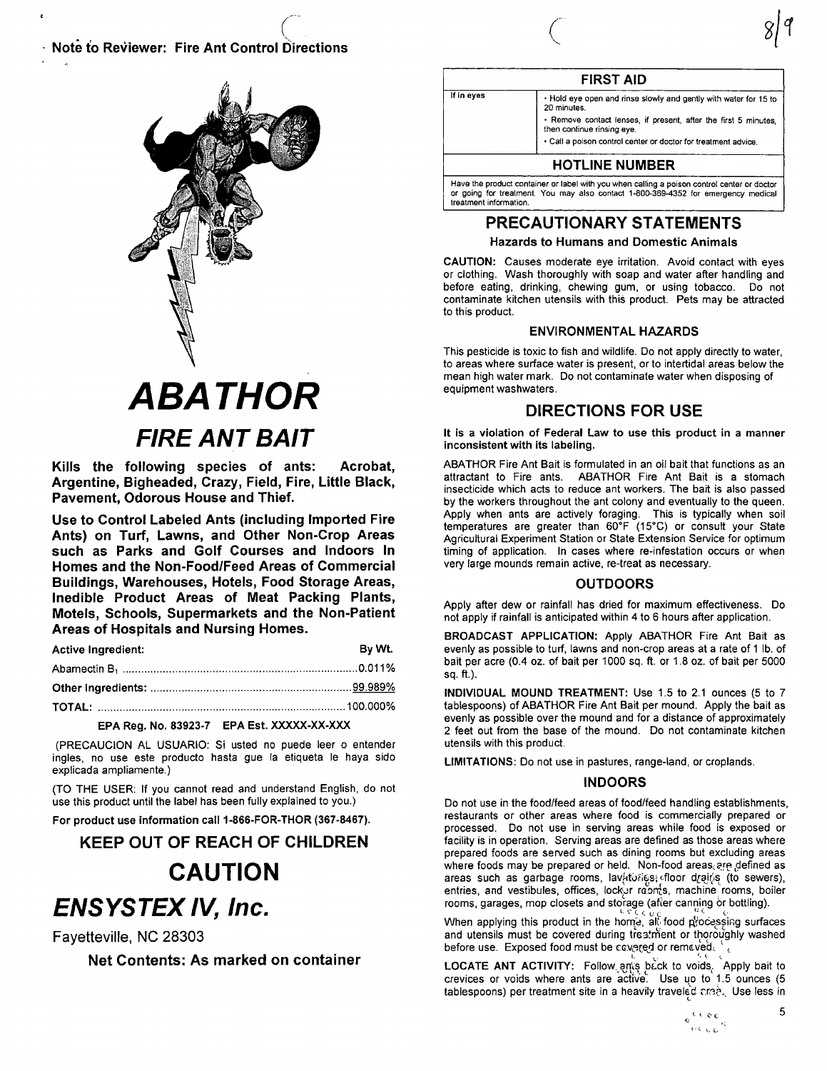Note to Reviewer: Fire Ant Control Directions

# ABATHOR

## FIRE ANT BAIT

**Kills the following species of ants: Acrobat, Argentine, Bigheaded, Crazy, Field, Fire, Little Black, Pavement, Odorous House and Thief.**

**Use to Control Labeled Ants (including Imported Fire Ants) on Turf, Lawns, and Other Non-Crop Areas such as Parks and Golf Courses and Indoors In Homes and the Non-Food/Feed Areas of Commercial Buildings, Warehouses, Hotels, Food Storage Areas, Inedible Product Areas of Meat Packing Plants, Motels, Schools, Supermarkets and the Non-Patient Areas of Hospitals and Nursing Homes.**

| Active Ingredient: | By Wt. |
|---|---|
| Abamectin $B_1$ | 0.011% |
| Other Ingredients: | 99.989% |
| TOTAL: | 100.000% |

**EPA Reg. No. 83923-7 EPA Est. XXXXX-XX-XXX**

(PRECAUCION AL USUARIO: Si usted no puede leer o entender ingles, no use este producto hasta gue la etiqueta le haya sido explicada ampliamente.)

(TO THE USER: If you cannot read and understand English, do not use this product until the label has been fully explained to you.)

**For product use information call 1-866-FOR-THOR (367-8467).**

## KEEP OUT OF REACH OF CHILDREN

# CAUTION

# ENSYSTEX IV, Inc.

Fayetteville, NC 28303

**Net Contents: As marked on container**

| FIRST AID | |
|---|---|
| If in eyes | • Hold eye open and rinse slowly and gently with water for 15 to 20 minutes.<br>• Remove contact lenses, if present, after the first 5 minutes, then continue rinsing eye.<br>• Call a poison control center or doctor for treatment advice. |
| **HOTLINE NUMBER** | |
| Have the product container or label with you when calling a poison control center or doctor or going for treatment. You may also contact 1-800-369-4352 for emergency medical treatment information. | |

## PRECAUTIONARY STATEMENTS

### Hazards to Humans and Domestic Animals

**CAUTION:** Causes moderate eye irritation. Avoid contact with eyes or clothing. Wash thoroughly with soap and water after handling and before eating, drinking, chewing gum, or using tobacco. Do not contaminate kitchen utensils with this product. Pets may be attracted to this product.

### ENVIRONMENTAL HAZARDS

This pesticide is toxic to fish and wildlife. Do not apply directly to water, to areas where surface water is present, or to intertidal areas below the mean high water mark. Do not contaminate water when disposing of equipment washwaters.

## DIRECTIONS FOR USE

**It is a violation of Federal Law to use this product in a manner inconsistent with its labeling.**

ABATHOR Fire Ant Bait is formulated in an oil bait that functions as an attractant to Fire ants. ABATHOR Fire Ant Bait is a stomach insecticide which acts to reduce ant workers. The bait is also passed by the workers throughout the ant colony and eventually to the queen. Apply when ants are actively foraging. This is typically when soil temperatures are greater than 60°F (15°C) or consult your State Agricultural Experiment Station or State Extension Service for optimum timing of application. In cases where re-infestation occurs or when very large mounds remain active, re-treat as necessary.

### OUTDOORS

Apply after dew or rainfall has dried for maximum effectiveness. Do not apply if rainfall is anticipated within 4 to 6 hours after application.

**BROADCAST APPLICATION:** Apply ABATHOR Fire Ant Bait as evenly as possible to turf, lawns and non-crop areas at a rate of 1 lb. of bait per acre (0.4 oz. of bait per 1000 sq. ft. or 1.8 oz. of bait per 5000 sq. ft.).

**INDIVIDUAL MOUND TREATMENT:** Use 1.5 to 2.1 ounces (5 to 7 tablespoons) of ABATHOR Fire Ant Bait per mound. Apply the bait as evenly as possible over the mound and for a distance of approximately 2 feet out from the base of the mound. Do not contaminate kitchen utensils with this product.

**LIMITATIONS:** Do not use in pastures, range-land, or croplands.

### INDOORS

Do not use in the food/feed areas of food/feed handling establishments, restaurants or other areas where food is commercially prepared or processed. Do not use in serving areas while food is exposed or facility is in operation. Serving areas are defined as those areas where prepared foods are served such as dining rooms but excluding areas where foods may be prepared or held. Non-food areas are defined as areas such as garbage rooms, lavatories, floor drains (to sewers), entries, and vestibules, offices, locker rooms, machine rooms, boiler rooms, garages, mop closets and storage (after canning or bottling).

When applying this product in the home, all food processing surfaces and utensils must be covered during treatment or thoroughly washed before use. Exposed food must be covered or removed.

**LOCATE ANT ACTIVITY:** Follow ants back to voids. Apply bait to crevices or voids where ants are active. Use up to 1.5 ounces (5 tablespoons) per treatment site in a heavily traveled area. Use less in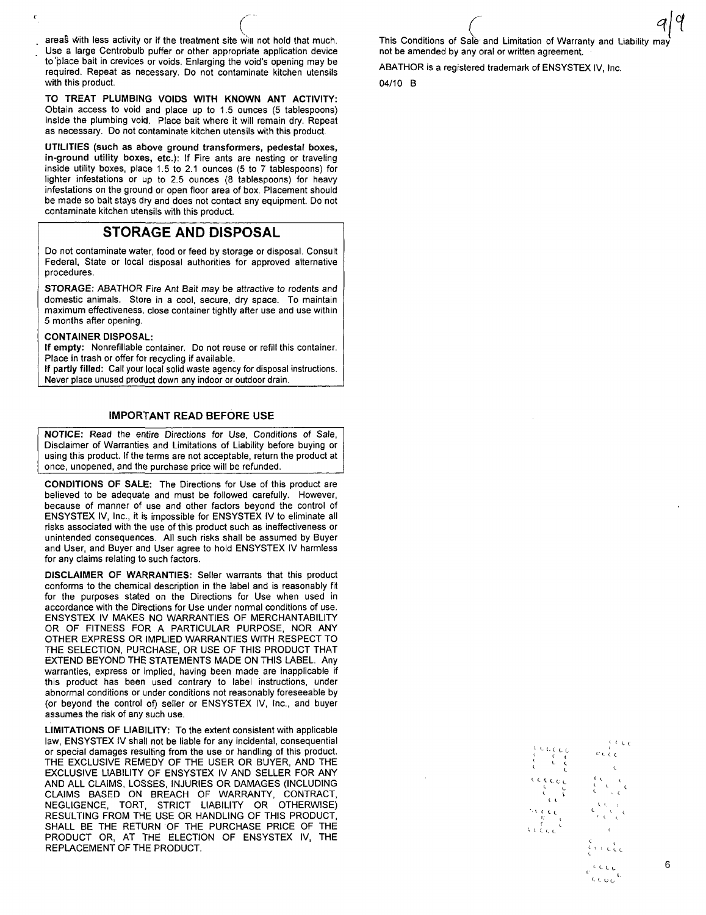areas with less activity or if the treatment site will not hold that much. Use a large Centrobulb puffer or other appropriate application device to place bait in crevices or voids. Enlarging the void's opening may be required. Repeat as necessary. Do not contaminate kitchen utensils with this product.

**TO TREAT PLUMBING VOIDS WITH KNOWN ANT ACTIVITY:** Obtain access to void and place up to 1.5 ounces (5 tablespoons) inside the plumbing void. Place bait where it will remain dry. Repeat as necessary. Do not contaminate kitchen utensils with this product.

**UTILITIES (such as above ground transformers, pedestal boxes, in-ground utility boxes, etc.):** If Fire ants are nesting or traveling inside utility boxes, place 1.5 to 2.1 ounces (5 to 7 tablespoons) for lighter infestations or up to 2.5 ounces (8 tablespoons) for heavy infestations on the ground or open floor area of box. Placement should be made so bait stays dry and does not contact any equipment. Do not contaminate kitchen utensils with this product.

## STORAGE AND DISPOSAL

Do not contaminate water, food or feed by storage or disposal. Consult Federal, State or local disposal authorities for approved alternative procedures.

**STORAGE:** ABATHOR Fire Ant Bait *may be attractive to rodents and* domestic animals. Store in a cool, secure, dry space. To maintain maximum effectiveness, close container tightly after use and use within 5 months after opening.

**CONTAINER DISPOSAL:**
**If empty:** Nonrefillable container. Do not reuse or refill this container. Place in trash or offer for recycling if available.
**If partly filled:** Call your local solid waste agency for disposal instructions. Never place unused product down any indoor or outdoor drain.

### IMPORTANT READ BEFORE USE

**NOTICE:** *Read the entire Directions for Use, Conditions of Sale,* Disclaimer of Warranties and Limitations of Liability before buying or using this product. If the terms are not acceptable, return the product at once, unopened, and the purchase price will be refunded.

**CONDITIONS OF SALE:** The Directions for Use of this product are believed to be adequate and must be followed carefully. However, because of manner of use and other factors beyond the control of ENSYSTEX IV, Inc., it is impossible for ENSYSTEX IV to eliminate all risks associated with the use of this product such as ineffectiveness or unintended consequences. All such risks shall be assumed by Buyer and User, and Buyer and User agree to hold ENSYSTEX IV harmless for any claims relating to such factors.

**DISCLAIMER OF WARRANTIES:** Seller warrants that this product conforms to the chemical description in the label and is reasonably fit for the purposes stated on the Directions for Use when used in accordance with the Directions for Use under normal conditions of use. ENSYSTEX IV MAKES NO WARRANTIES OF MERCHANTABILITY OR OF FITNESS FOR A PARTICULAR PURPOSE, NOR ANY OTHER EXPRESS OR IMPLIED WARRANTIES WITH RESPECT TO THE SELECTION, PURCHASE, OR USE OF THIS PRODUCT THAT EXTEND BEYOND THE STATEMENTS MADE ON THIS LABEL. Any warranties, express or implied, having been made are inapplicable if this product has been used contrary to label instructions, under abnormal conditions or under conditions not reasonably foreseeable by (or beyond the control of) seller or ENSYSTEX IV, Inc., and buyer assumes the risk of any such use.

**LIMITATIONS OF LIABILITY:** To the extent consistent with applicable law, ENSYSTEX IV shall not be liable for any incidental, consequential or special damages resulting from the use or handling of this product. THE EXCLUSIVE REMEDY OF THE USER OR BUYER, AND THE EXCLUSIVE LIABILITY OF ENSYSTEX IV AND SELLER FOR ANY AND ALL CLAIMS, LOSSES, INJURIES OR DAMAGES (INCLUDING CLAIMS BASED ON BREACH OF WARRANTY, CONTRACT, NEGLIGENCE, TORT, STRICT LIABILITY OR OTHERWISE) RESULTING FROM THE USE OR HANDLING OF THIS PRODUCT, SHALL BE THE RETURN OF THE PURCHASE PRICE OF THE PRODUCT OR, AT THE ELECTION OF ENSYSTEX IV, THE REPLACEMENT OF THE PRODUCT.

This Conditions of Sale and Limitation of Warranty and Liability may not be amended by any oral or written agreement.

ABATHOR is a registered trademark of ENSYSTEX IV, Inc.

04/10 B